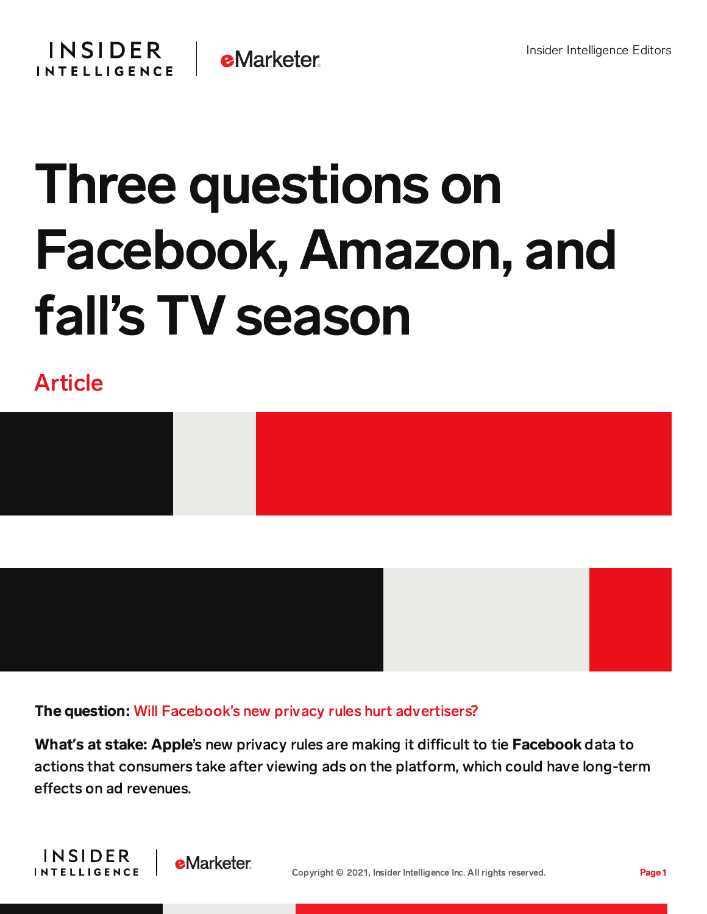Insider Intelligence Editors

# Three questions on Facebook, Amazon, and fall's TV season

## Article

**The question:** Will Facebook's new privacy rules hurt advertisers?

**What's at stake: Apple**'s new privacy rules are making it difficult to tie **Facebook** data to actions that consumers take after viewing ads on the platform, which could have long-term effects on ad revenues.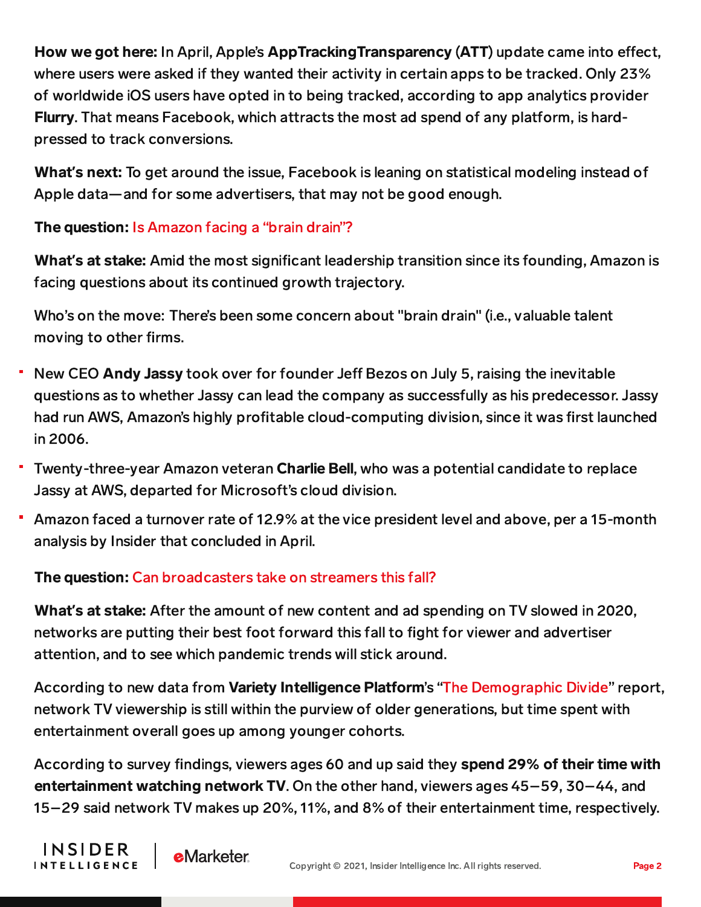**How we got here:** In April, Apple's **AppTrackingTransparency** (**ATT**) update came into effect, where users were asked if they wanted their activity in certain apps to be tracked. Only 23% of worldwide iOS users have opted in to being tracked, according to app analytics provider **Flurry**. That means Facebook, which attracts the most ad spend of any platform, is hard-pressed to track conversions.

**What's next:** To get around the issue, Facebook is leaning on statistical modeling instead of Apple data—and for some advertisers, that may not be good enough.

**The question:** Is Amazon facing a "brain drain"?

**What's at stake:** Amid the most significant leadership transition since its founding, Amazon is facing questions about its continued growth trajectory.

Who's on the move: There's been some concern about "brain drain" (i.e., valuable talent moving to other firms.

- New CEO **Andy Jassy** took over for founder Jeff Bezos on July 5, raising the inevitable questions as to whether Jassy can lead the company as successfully as his predecessor. Jassy had run AWS, Amazon's highly profitable cloud-computing division, since it was first launched in 2006.
- Twenty-three-year Amazon veteran **Charlie Bell**, who was a potential candidate to replace Jassy at AWS, departed for Microsoft's cloud division.
- Amazon faced a turnover rate of 12.9% at the vice president level and above, per a 15-month analysis by Insider that concluded in April.

**The question:** Can broadcasters take on streamers this fall?

**What's at stake:** After the amount of new content and ad spending on TV slowed in 2020, networks are putting their best foot forward this fall to fight for viewer and advertiser attention, and to see which pandemic trends will stick around.

According to new data from **Variety Intelligence Platform**'s "The Demographic Divide" report, network TV viewership is still within the purview of older generations, but time spent with entertainment overall goes up among younger cohorts.

According to survey findings, viewers ages 60 and up said they **spend 29% of their time with entertainment watching network TV**. On the other hand, viewers ages 45–59, 30–44, and 15–29 said network TV makes up 20%, 11%, and 8% of their entertainment time, respectively.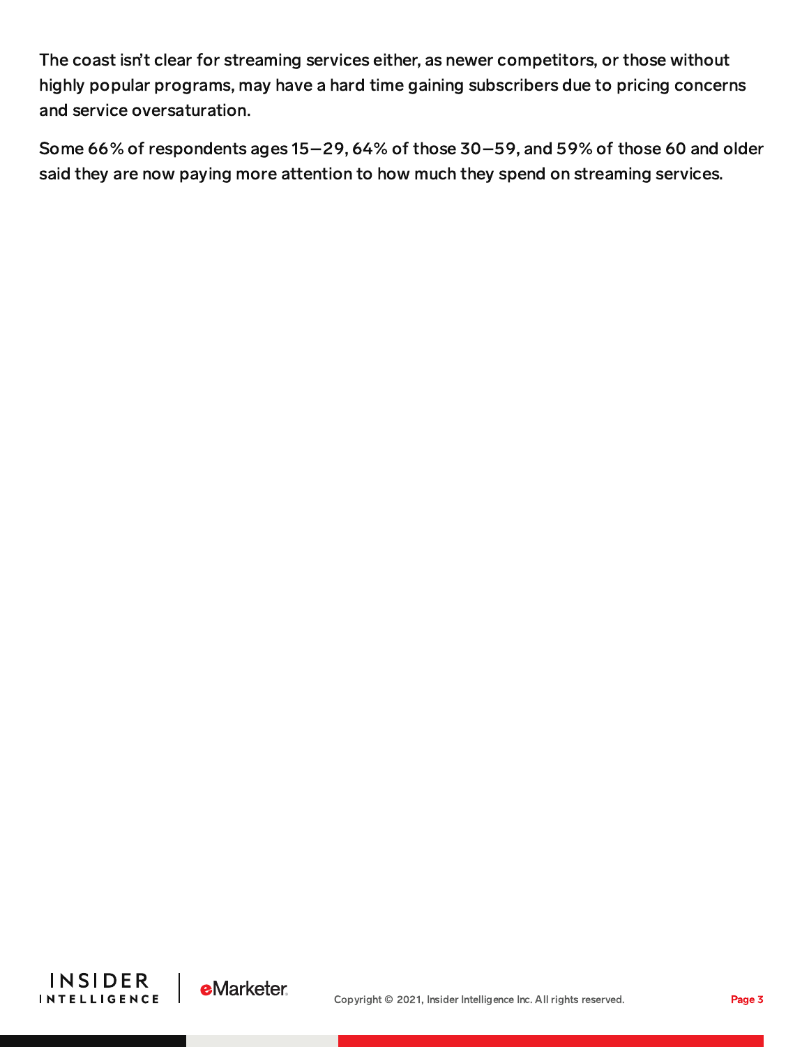The coast isn't clear for streaming services either, as newer competitors, or those without highly popular programs, may have a hard time gaining subscribers due to pricing concerns and service oversaturation.

Some 66% of respondents ages 15–29, 64% of those 30–59, and 59% of those 60 and older said they are now paying more attention to how much they spend on streaming services.